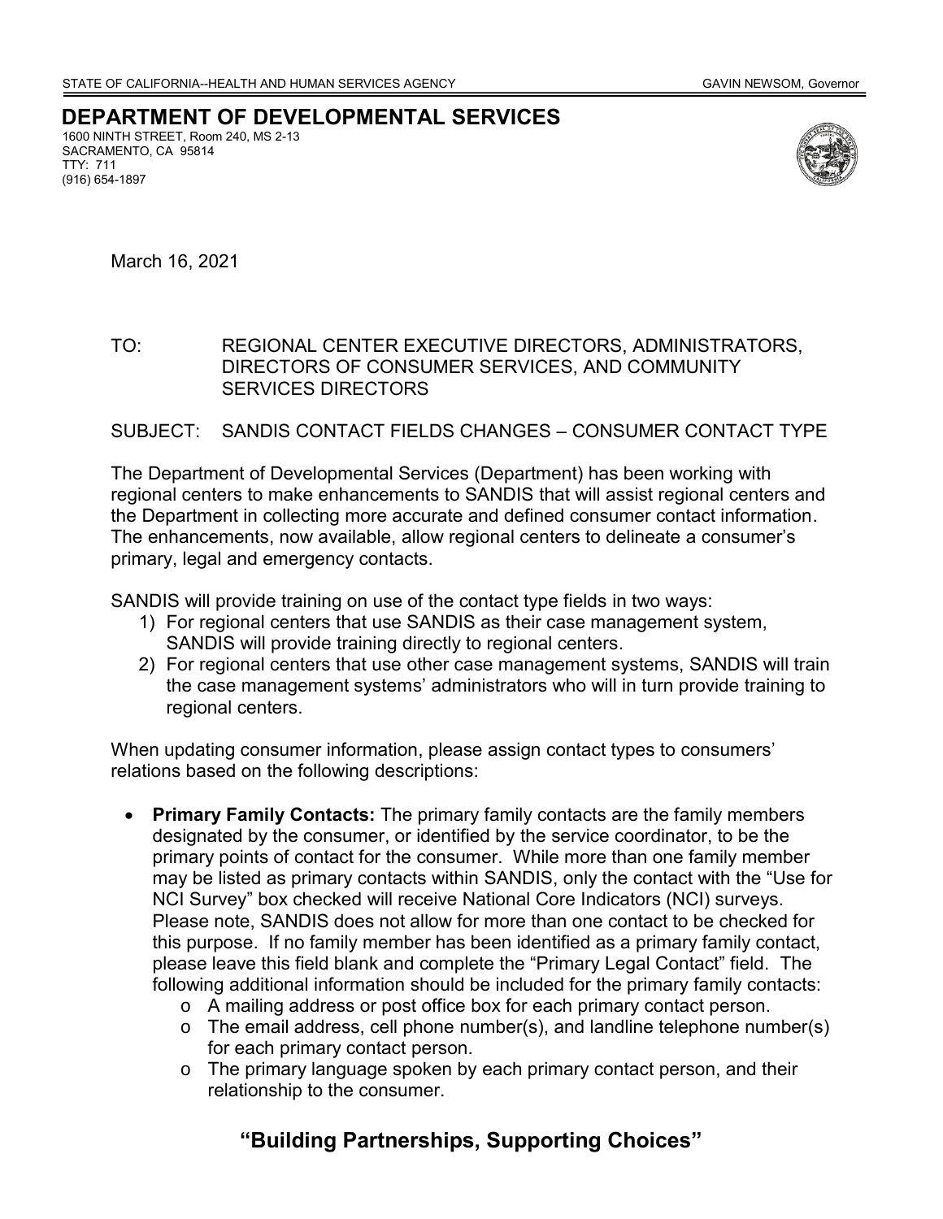STATE OF CALIFORNIA--HEALTH AND HUMAN SERVICES AGENCY GAVIN NEWSOM, Governor

# DEPARTMENT OF DEVELOPMENTAL SERVICES

1600 NINTH STREET, Room 240, MS 2-13
SACRAMENTO, CA 95814
TTY: 711
(916) 654-1897

March 16, 2021

TO: REGIONAL CENTER EXECUTIVE DIRECTORS, ADMINISTRATORS, DIRECTORS OF CONSUMER SERVICES, AND COMMUNITY SERVICES DIRECTORS

SUBJECT: SANDIS CONTACT FIELDS CHANGES – CONSUMER CONTACT TYPE

The Department of Developmental Services (Department) has been working with regional centers to make enhancements to SANDIS that will assist regional centers and the Department in collecting more accurate and defined consumer contact information. The enhancements, now available, allow regional centers to delineate a consumer's primary, legal and emergency contacts.

SANDIS will provide training on use of the contact type fields in two ways:

1) For regional centers that use SANDIS as their case management system, SANDIS will provide training directly to regional centers.
2) For regional centers that use other case management systems, SANDIS will train the case management systems' administrators who will in turn provide training to regional centers.

When updating consumer information, please assign contact types to consumers' relations based on the following descriptions:

- **Primary Family Contacts:** The primary family contacts are the family members designated by the consumer, or identified by the service coordinator, to be the primary points of contact for the consumer. While more than one family member may be listed as primary contacts within SANDIS, only the contact with the "Use for NCI Survey" box checked will receive National Core Indicators (NCI) surveys. Please note, SANDIS does not allow for more than one contact to be checked for this purpose. If no family member has been identified as a primary family contact, please leave this field blank and complete the "Primary Legal Contact" field. The following additional information should be included for the primary family contacts:
  - A mailing address or post office box for each primary contact person.
  - The email address, cell phone number(s), and landline telephone number(s) for each primary contact person.
  - The primary language spoken by each primary contact person, and their relationship to the consumer.

**"Building Partnerships, Supporting Choices"**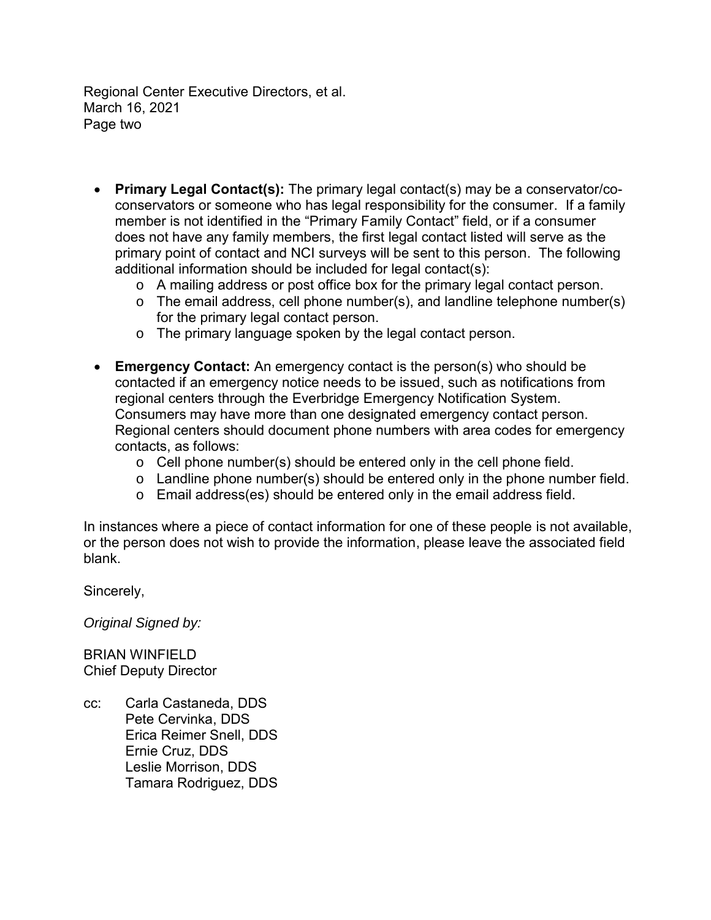- **Primary Legal Contact(s):** The primary legal contact(s) may be a conservator/co-conservators or someone who has legal responsibility for the consumer. If a family member is not identified in the “Primary Family Contact” field, or if a consumer does not have any family members, the first legal contact listed will serve as the primary point of contact and NCI surveys will be sent to this person. The following additional information should be included for legal contact(s):
  - A mailing address or post office box for the primary legal contact person.
  - The email address, cell phone number(s), and landline telephone number(s) for the primary legal contact person.
  - The primary language spoken by the legal contact person.

- **Emergency Contact:** An emergency contact is the person(s) who should be contacted if an emergency notice needs to be issued, such as notifications from regional centers through the Everbridge Emergency Notification System. Consumers may have more than one designated emergency contact person. Regional centers should document phone numbers with area codes for emergency contacts, as follows:
  - Cell phone number(s) should be entered only in the cell phone field.
  - Landline phone number(s) should be entered only in the phone number field.
  - Email address(es) should be entered only in the email address field.

In instances where a piece of contact information for one of these people is not available, or the person does not wish to provide the information, please leave the associated field blank.

Sincerely,

*Original Signed by:*

BRIAN WINFIELD
Chief Deputy Director

cc: Carla Castaneda, DDS
Pete Cervinka, DDS
Erica Reimer Snell, DDS
Ernie Cruz, DDS
Leslie Morrison, DDS
Tamara Rodriguez, DDS